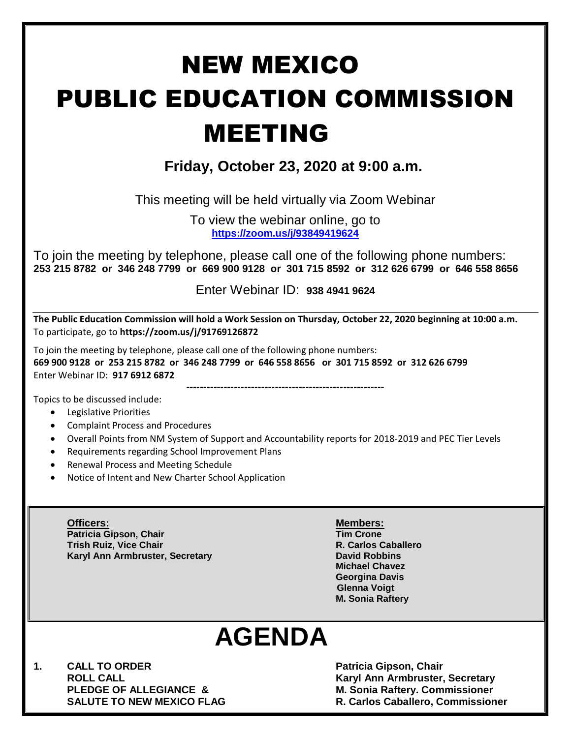# NEW MEXICO PUBLIC EDUCATION COMMISSION MEETING

**Friday, October 23, 2020 at 9:00 a.m.**

This meeting will be held virtually via Zoom Webinar

To view the webinar online, go to
**https://zoom.us/j/93849419624**

To join the meeting by telephone, please call one of the following phone numbers:
**253 215 8782 or 346 248 7799 or 669 900 9128 or 301 715 8592 or 312 626 6799 or 646 558 8656**

Enter Webinar ID: **938 4941 9624**

---

**The Public Education Commission will hold a Work Session on Thursday, October 22, 2020 beginning at 10:00 a.m.**
To participate, go to **https://zoom.us/j/91769126872**

To join the meeting by telephone, please call one of the following phone numbers:
**669 900 9128 or 253 215 8782 or 346 248 7799 or 646 558 8656 or 301 715 8592 or 312 626 6799**
Enter Webinar ID: **917 6912 6872**

---

Topics to be discussed include:

- Legislative Priorities
- Complaint Process and Procedures
- Overall Points from NM System of Support and Accountability reports for 2018-2019 and PEC Tier Levels
- Requirements regarding School Improvement Plans
- Renewal Process and Meeting Schedule
- Notice of Intent and New Charter School Application

**Officers:**
**Patricia Gipson, Chair**
**Trish Ruiz, Vice Chair**
**Karyl Ann Armbruster, Secretary**

**Members:**
**Tim Crone**
**R. Carlos Caballero**
**David Robbins**
**Michael Chavez**
**Georgina Davis**
**Glenna Voigt**
**M. Sonia Raftery**

# AGENDA

**1. CALL TO ORDER** — **Patricia Gipson, Chair**
**ROLL CALL** — **Karyl Ann Armbruster, Secretary**
**PLEDGE OF ALLEGIANCE &** — **M. Sonia Raftery. Commissioner**
**SALUTE TO NEW MEXICO FLAG** — **R. Carlos Caballero, Commissioner**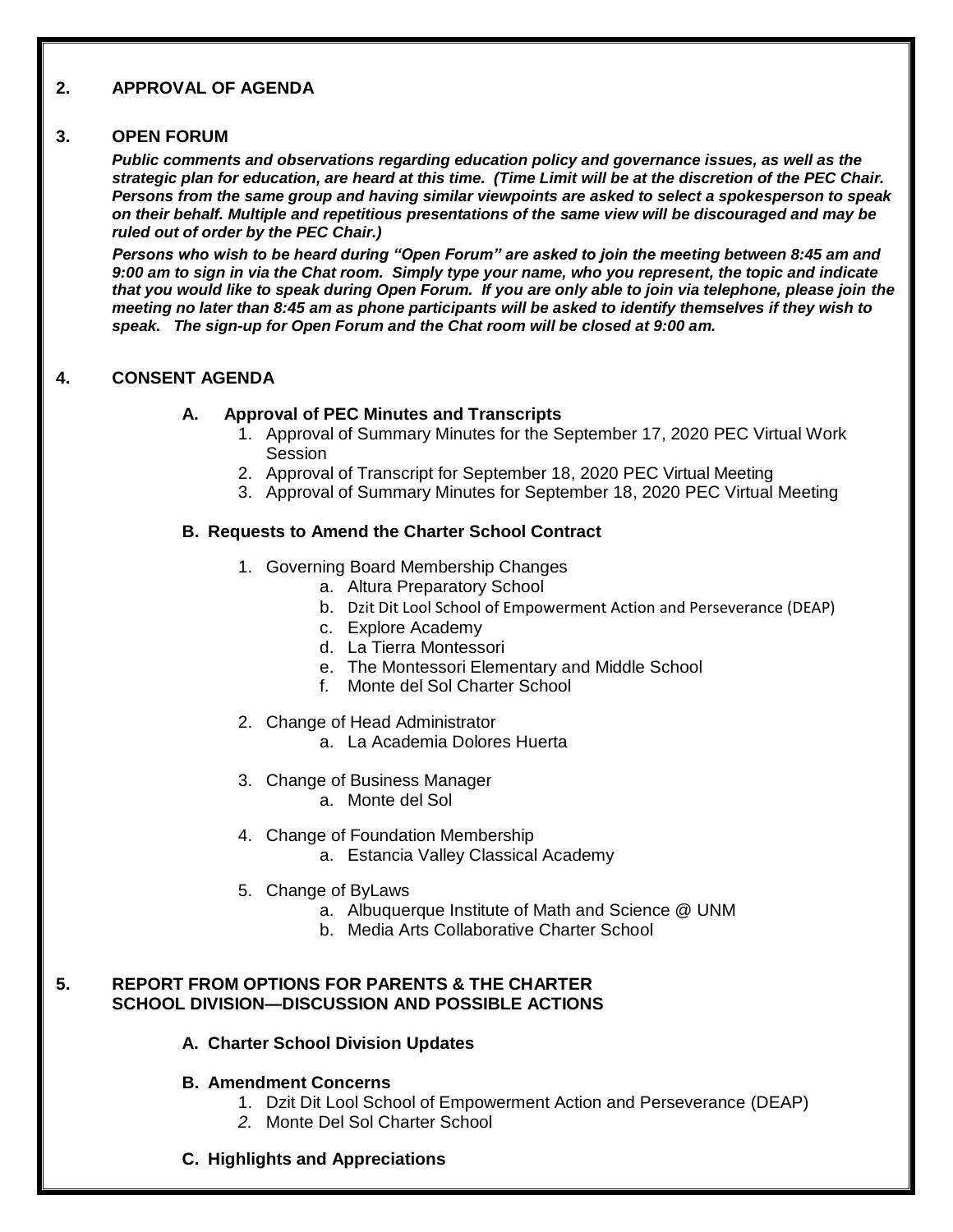## 2. APPROVAL OF AGENDA

## 3. OPEN FORUM

***Public comments and observations regarding education policy and governance issues, as well as the strategic plan for education, are heard at this time. (Time Limit will be at the discretion of the PEC Chair. Persons from the same group and having similar viewpoints are asked to select a spokesperson to speak on their behalf. Multiple and repetitious presentations of the same view will be discouraged and may be ruled out of order by the PEC Chair.)***

***Persons who wish to be heard during "Open Forum" are asked to join the meeting between 8:45 am and 9:00 am to sign in via the Chat room. Simply type your name, who you represent, the topic and indicate that you would like to speak during Open Forum. If you are only able to join via telephone, please join the meeting no later than 8:45 am as phone participants will be asked to identify themselves if they wish to speak. The sign-up for Open Forum and the Chat room will be closed at 9:00 am.***

## 4. CONSENT AGENDA

### A. Approval of PEC Minutes and Transcripts

1. Approval of Summary Minutes for the September 17, 2020 PEC Virtual Work Session
2. Approval of Transcript for September 18, 2020 PEC Virtual Meeting
3. Approval of Summary Minutes for September 18, 2020 PEC Virtual Meeting

### B. Requests to Amend the Charter School Contract

1. Governing Board Membership Changes
   a. Altura Preparatory School
   b. Dzit Dit Lool School of Empowerment Action and Perseverance (DEAP)
   c. Explore Academy
   d. La Tierra Montessori
   e. The Montessori Elementary and Middle School
   f. Monte del Sol Charter School
2. Change of Head Administrator
   a. La Academia Dolores Huerta
3. Change of Business Manager
   a. Monte del Sol
4. Change of Foundation Membership
   a. Estancia Valley Classical Academy
5. Change of ByLaws
   a. Albuquerque Institute of Math and Science @ UNM
   b. Media Arts Collaborative Charter School

## 5. REPORT FROM OPTIONS FOR PARENTS & THE CHARTER SCHOOL DIVISION—DISCUSSION AND POSSIBLE ACTIONS

### A. Charter School Division Updates

### B. Amendment Concerns

1. Dzit Dit Lool School of Empowerment Action and Perseverance (DEAP)
2. Monte Del Sol Charter School

### C. Highlights and Appreciations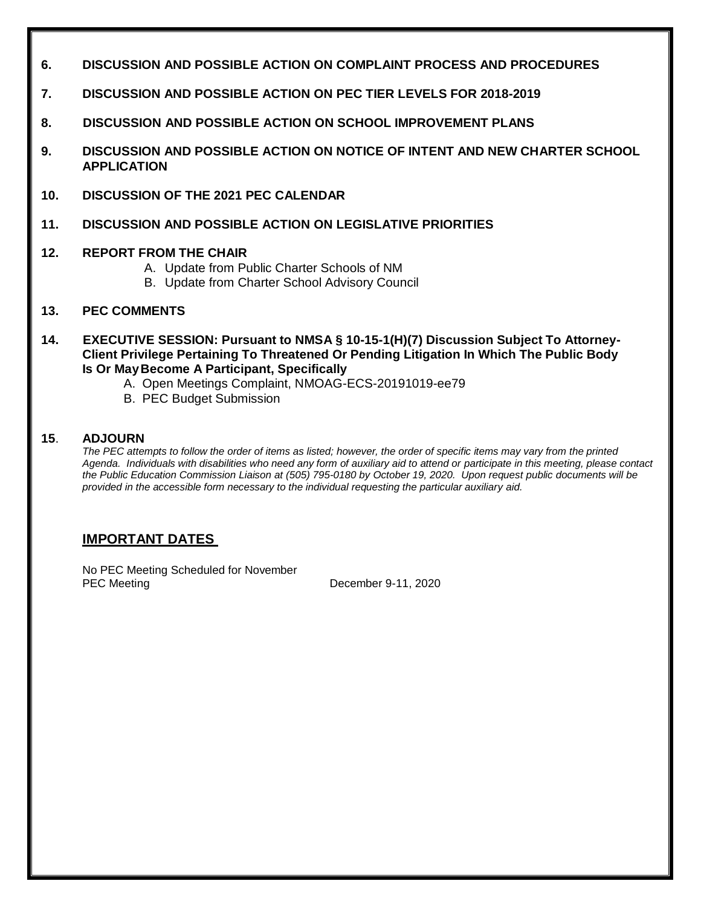**6. DISCUSSION AND POSSIBLE ACTION ON COMPLAINT PROCESS AND PROCEDURES**

**7. DISCUSSION AND POSSIBLE ACTION ON PEC TIER LEVELS FOR 2018-2019**

**8. DISCUSSION AND POSSIBLE ACTION ON SCHOOL IMPROVEMENT PLANS**

**9. DISCUSSION AND POSSIBLE ACTION ON NOTICE OF INTENT AND NEW CHARTER SCHOOL APPLICATION**

**10. DISCUSSION OF THE 2021 PEC CALENDAR**

**11. DISCUSSION AND POSSIBLE ACTION ON LEGISLATIVE PRIORITIES**

**12. REPORT FROM THE CHAIR**

A. Update from Public Charter Schools of NM
B. Update from Charter School Advisory Council

**13. PEC COMMENTS**

**14. EXECUTIVE SESSION: Pursuant to NMSA § 10-15-1(H)(7) Discussion Subject To Attorney-Client Privilege Pertaining To Threatened Or Pending Litigation In Which The Public Body Is Or May Become A Participant, Specifically**

A. Open Meetings Complaint, NMOAG-ECS-20191019-ee79
B. PEC Budget Submission

**15. ADJOURN**

*The PEC attempts to follow the order of items as listed; however, the order of specific items may vary from the printed Agenda. Individuals with disabilities who need any form of auxiliary aid to attend or participate in this meeting, please contact the Public Education Commission Liaison at (505) 795-0180 by October 19, 2020. Upon request public documents will be provided in the accessible form necessary to the individual requesting the particular auxiliary aid.*

## IMPORTANT DATES

No PEC Meeting Scheduled for November
PEC Meeting December 9-11, 2020